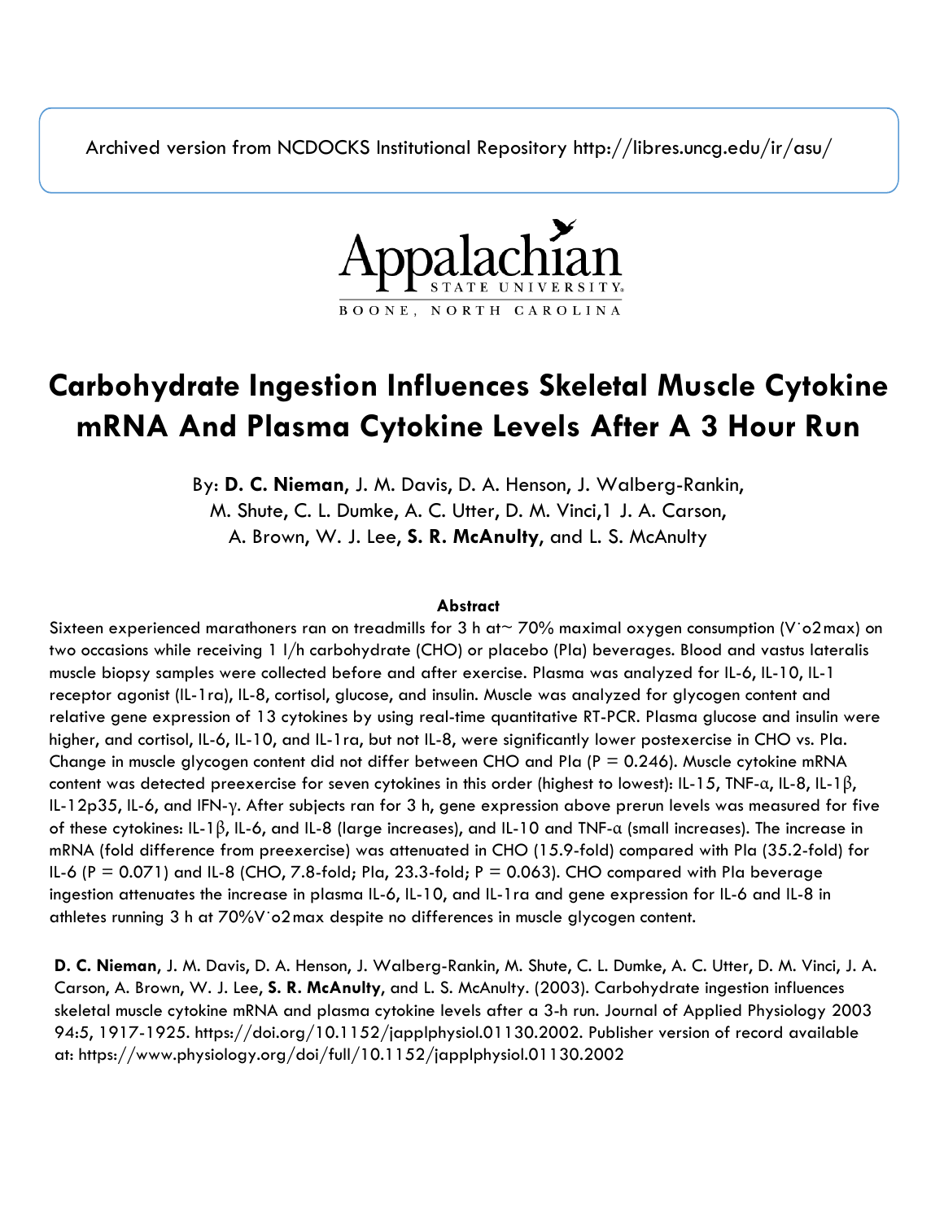Archived version from NCDOCKS Institutional Repository http://libres.uncg.edu/ir/asu/

Appalachian STATE UNIVERSITY BOONE, NORTH CAROLINA

# Carbohydrate Ingestion Influences Skeletal Muscle Cytokine mRNA And Plasma Cytokine Levels After A 3 Hour Run

By: **D. C. Nieman**, J. M. Davis, D. A. Henson, J. Walberg-Rankin, M. Shute, C. L. Dumke, A. C. Utter, D. M. Vinci,1 J. A. Carson, A. Brown, W. J. Lee, **S. R. McAnulty**, and L. S. McAnulty

**Abstract**

Sixteen experienced marathoners ran on treadmills for 3 h at~ 70% maximal oxygen consumption ($\dot{V}o_2max$) on two occasions while receiving 1 l/h carbohydrate (CHO) or placebo (Pla) beverages. Blood and vastus lateralis muscle biopsy samples were collected before and after exercise. Plasma was analyzed for IL-6, IL-10, IL-1 receptor agonist (IL-1ra), IL-8, cortisol, glucose, and insulin. Muscle was analyzed for glycogen content and relative gene expression of 13 cytokines by using real-time quantitative RT-PCR. Plasma glucose and insulin were higher, and cortisol, IL-6, IL-10, and IL-1ra, but not IL-8, were significantly lower postexercise in CHO vs. Pla. Change in muscle glycogen content did not differ between CHO and Pla (P = 0.246). Muscle cytokine mRNA content was detected preexercise for seven cytokines in this order (highest to lowest): IL-15, TNF-α, IL-8, IL-1β, IL-12p35, IL-6, and IFN-γ. After subjects ran for 3 h, gene expression above prerun levels was measured for five of these cytokines: IL-1β, IL-6, and IL-8 (large increases), and IL-10 and TNF-α (small increases). The increase in mRNA (fold difference from preexercise) was attenuated in CHO (15.9-fold) compared with Pla (35.2-fold) for IL-6 (P = 0.071) and IL-8 (CHO, 7.8-fold; Pla, 23.3-fold; P = 0.063). CHO compared with Pla beverage ingestion attenuates the increase in plasma IL-6, IL-10, and IL-1ra and gene expression for IL-6 and IL-8 in athletes running 3 h at 70%$\dot{V}o_2max$ despite no differences in muscle glycogen content.

**D. C. Nieman**, J. M. Davis, D. A. Henson, J. Walberg-Rankin, M. Shute, C. L. Dumke, A. C. Utter, D. M. Vinci, J. A. Carson, A. Brown, W. J. Lee, **S. R. McAnulty**, and L. S. McAnulty. (2003). Carbohydrate ingestion influences skeletal muscle cytokine mRNA and plasma cytokine levels after a 3-h run. Journal of Applied Physiology 2003 94:5, 1917-1925. https://doi.org/10.1152/japplphysiol.01130.2002. Publisher version of record available at: https://www.physiology.org/doi/full/10.1152/japplphysiol.01130.2002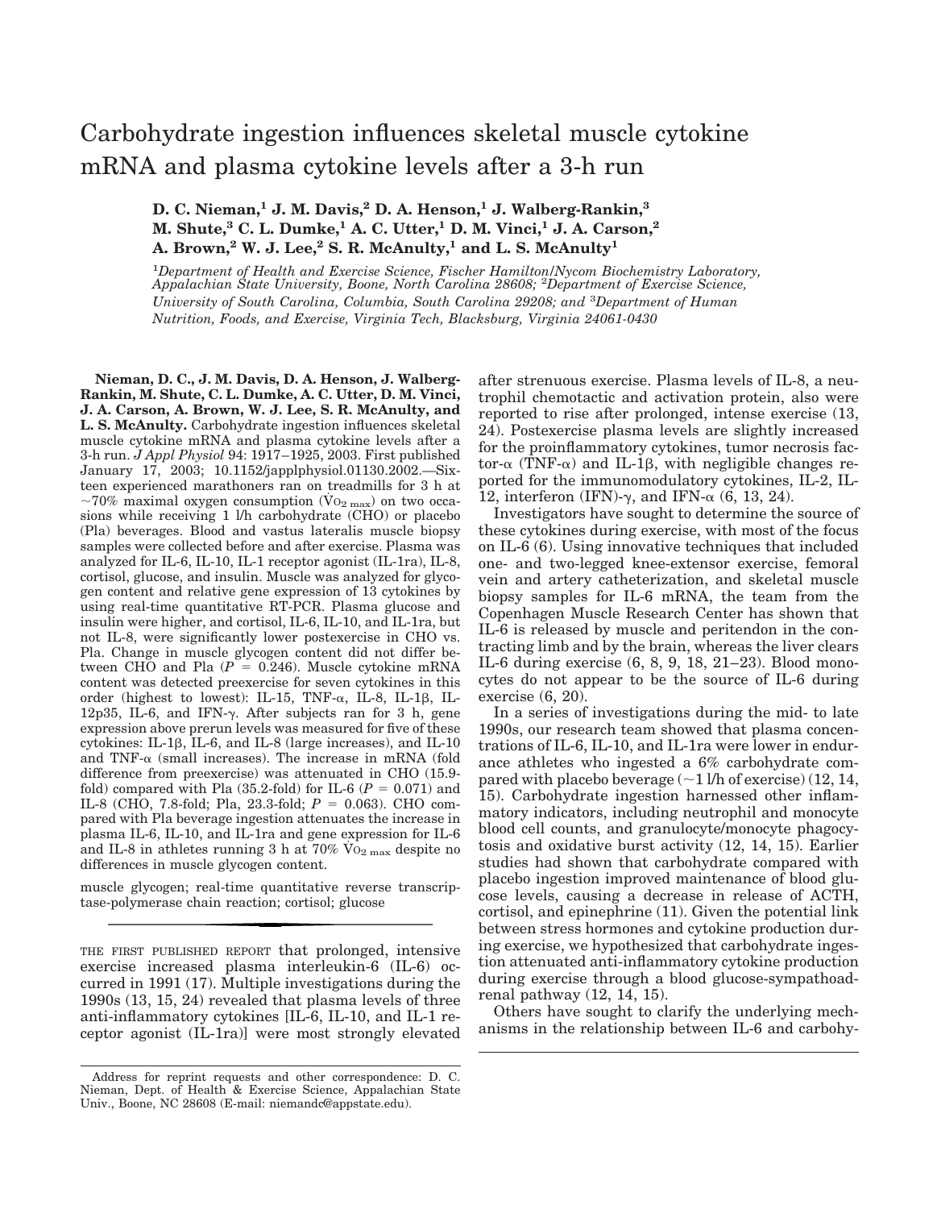# Carbohydrate ingestion influences skeletal muscle cytokine mRNA and plasma cytokine levels after a 3-h run

**D. C. Nieman,[1] J. M. Davis,[2] D. A. Henson,[1] J. Walberg-Rankin,[3] M. Shute,[3] C. L. Dumke,[1] A. C. Utter,[1] D. M. Vinci,[1] J. A. Carson,[2] A. Brown,[2] W. J. Lee,[2] S. R. McAnulty,[1] and L. S. McAnulty[1]**

[1]*Department of Health and Exercise Science, Fischer Hamilton/Nycom Biochemistry Laboratory, Appalachian State University, Boone, North Carolina 28608;* [2]*Department of Exercise Science, University of South Carolina, Columbia, South Carolina 29208; and* [3]*Department of Human Nutrition, Foods, and Exercise, Virginia Tech, Blacksburg, Virginia 24061-0430*

**Nieman, D. C., J. M. Davis, D. A. Henson, J. Walberg-Rankin, M. Shute, C. L. Dumke, A. C. Utter, D. M. Vinci, J. A. Carson, A. Brown, W. J. Lee, S. R. McAnulty, and L. S. McAnulty.** Carbohydrate ingestion influences skeletal muscle cytokine mRNA and plasma cytokine levels after a 3-h run. *J Appl Physiol* 94: 1917–1925, 2003. First published January 17, 2003; 10.1152/japplphysiol.01130.2002.—Sixteen experienced marathoners ran on treadmills for 3 h at ~70% maximal oxygen consumption ($\dot{V}O_{2\,max}$) on two occasions while receiving 1 l/h carbohydrate (CHO) or placebo (Pla) beverages. Blood and vastus lateralis muscle biopsy samples were collected before and after exercise. Plasma was analyzed for IL-6, IL-10, IL-1 receptor agonist (IL-1ra), IL-8, cortisol, glucose, and insulin. Muscle was analyzed for glycogen content and relative gene expression of 13 cytokines by using real-time quantitative RT-PCR. Plasma glucose and insulin were higher, and cortisol, IL-6, IL-10, and IL-1ra, but not IL-8, were significantly lower postexercise in CHO vs. Pla. Change in muscle glycogen content did not differ between CHO and Pla ($P$ = 0.246). Muscle cytokine mRNA content was detected preexercise for seven cytokines in this order (highest to lowest): IL-15, TNF-α, IL-8, IL-1β, IL-12p35, IL-6, and IFN-γ. After subjects ran for 3 h, gene expression above prerun levels was measured for five of these cytokines: IL-1β, IL-6, and IL-8 (large increases), and IL-10 and TNF-α (small increases). The increase in mRNA (fold difference from preexercise) was attenuated in CHO (15.9-fold) compared with Pla (35.2-fold) for IL-6 ($P$ = 0.071) and IL-8 (CHO, 7.8-fold; Pla, 23.3-fold; $P$ = 0.063). CHO compared with Pla beverage ingestion attenuates the increase in plasma IL-6, IL-10, and IL-1ra and gene expression for IL-6 and IL-8 in athletes running 3 h at 70% $\dot{V}O_{2\,max}$ despite no differences in muscle glycogen content.

muscle glycogen; real-time quantitative reverse transcriptase-polymerase chain reaction; cortisol; glucose

THE FIRST PUBLISHED REPORT that prolonged, intensive exercise increased plasma interleukin-6 (IL-6) occurred in 1991 (17). Multiple investigations during the 1990s (13, 15, 24) revealed that plasma levels of three anti-inflammatory cytokines [IL-6, IL-10, and IL-1 receptor agonist (IL-1ra)] were most strongly elevated after strenuous exercise. Plasma levels of IL-8, a neutrophil chemotactic and activation protein, also were reported to rise after prolonged, intense exercise (13, 24). Postexercise plasma levels are slightly increased for the proinflammatory cytokines, tumor necrosis factor-α (TNF-α) and IL-1β, with negligible changes reported for the immunomodulatory cytokines, IL-2, IL-12, interferon (IFN)-γ, and IFN-α (6, 13, 24).

Investigators have sought to determine the source of these cytokines during exercise, with most of the focus on IL-6 (6). Using innovative techniques that included one- and two-legged knee-extensor exercise, femoral vein and artery catheterization, and skeletal muscle biopsy samples for IL-6 mRNA, the team from the Copenhagen Muscle Research Center has shown that IL-6 is released by muscle and peritendon in the contracting limb and by the brain, whereas the liver clears IL-6 during exercise (6, 8, 9, 18, 21–23). Blood monocytes do not appear to be the source of IL-6 during exercise (6, 20).

In a series of investigations during the mid- to late 1990s, our research team showed that plasma concentrations of IL-6, IL-10, and IL-1ra were lower in endurance athletes who ingested a 6% carbohydrate compared with placebo beverage (~1 l/h of exercise) (12, 14, 15). Carbohydrate ingestion harnessed other inflammatory indicators, including neutrophil and monocyte blood cell counts, and granulocyte/monocyte phagocytosis and oxidative burst activity (12, 14, 15). Earlier studies had shown that carbohydrate compared with placebo ingestion improved maintenance of blood glucose levels, causing a decrease in release of ACTH, cortisol, and epinephrine (11). Given the potential link between stress hormones and cytokine production during exercise, we hypothesized that carbohydrate ingestion attenuated anti-inflammatory cytokine production during exercise through a blood glucose-sympathoadrenal pathway (12, 14, 15).

Others have sought to clarify the underlying mechanisms in the relationship between IL-6 and carbohy-

Address for reprint requests and other correspondence: D. C. Nieman, Dept. of Health & Exercise Science, Appalachian State Univ., Boone, NC 28608 (E-mail: niemandc@appstate.edu).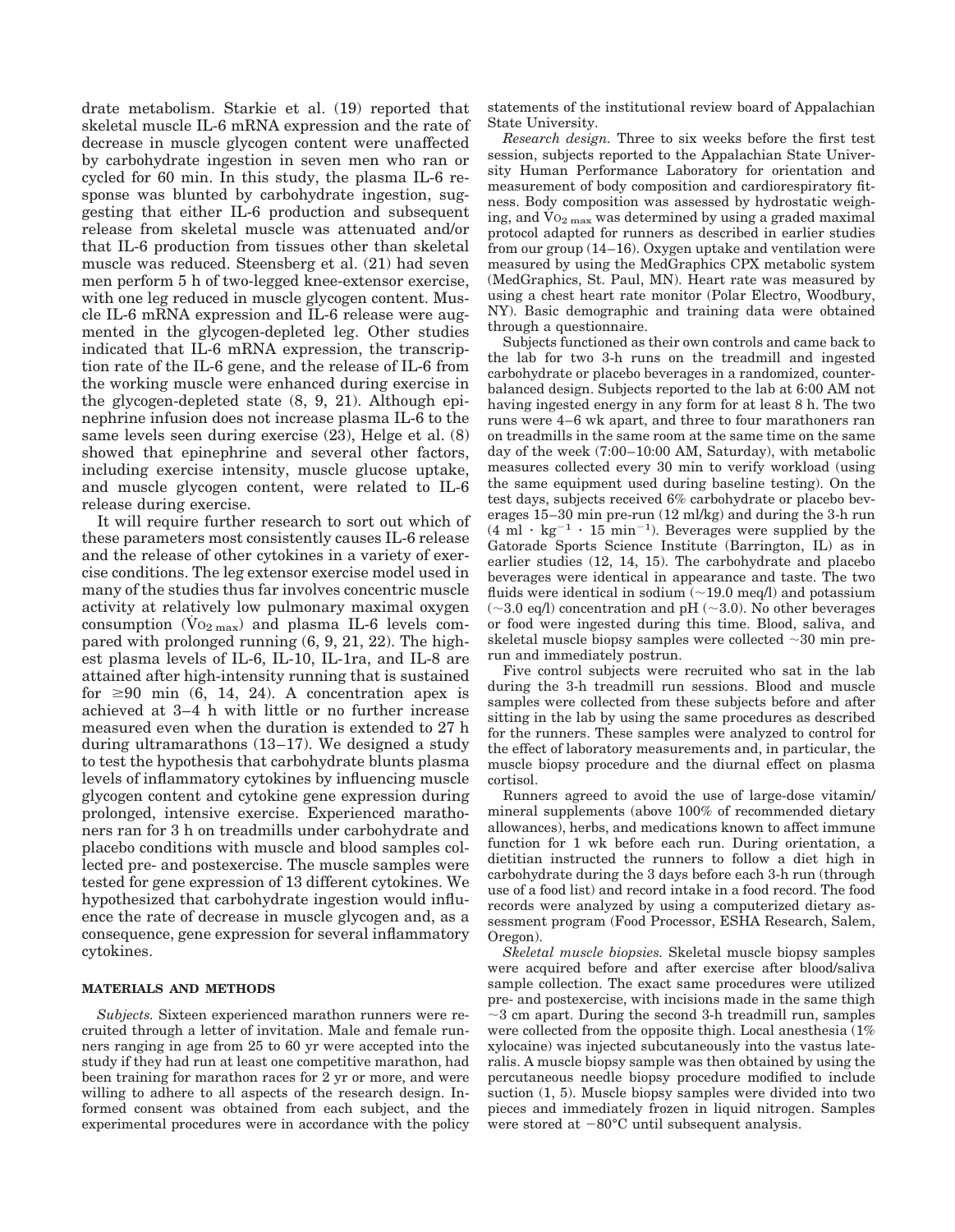drate metabolism. Starkie et al. (19) reported that skeletal muscle IL-6 mRNA expression and the rate of decrease in muscle glycogen content were unaffected by carbohydrate ingestion in seven men who ran or cycled for 60 min. In this study, the plasma IL-6 response was blunted by carbohydrate ingestion, suggesting that either IL-6 production and subsequent release from skeletal muscle was attenuated and/or that IL-6 production from tissues other than skeletal muscle was reduced. Steensberg et al. (21) had seven men perform 5 h of two-legged knee-extensor exercise, with one leg reduced in muscle glycogen content. Muscle IL-6 mRNA expression and IL-6 release were augmented in the glycogen-depleted leg. Other studies indicated that IL-6 mRNA expression, the transcription rate of the IL-6 gene, and the release of IL-6 from the working muscle were enhanced during exercise in the glycogen-depleted state (8, 9, 21). Although epinephrine infusion does not increase plasma IL-6 to the same levels seen during exercise (23), Helge et al. (8) showed that epinephrine and several other factors, including exercise intensity, muscle glucose uptake, and muscle glycogen content, were related to IL-6 release during exercise.

It will require further research to sort out which of these parameters most consistently causes IL-6 release and the release of other cytokines in a variety of exercise conditions. The leg extensor exercise model used in many of the studies thus far involves concentric muscle activity at relatively low pulmonary maximal oxygen consumption ($\dot{V}O_{2\,max}$) and plasma IL-6 levels compared with prolonged running (6, 9, 21, 22). The highest plasma levels of IL-6, IL-10, IL-1ra, and IL-8 are attained after high-intensity running that is sustained for ≥90 min (6, 14, 24). A concentration apex is achieved at 3–4 h with little or no further increase measured even when the duration is extended to 27 h during ultramarathons (13–17). We designed a study to test the hypothesis that carbohydrate blunts plasma levels of inflammatory cytokines by influencing muscle glycogen content and cytokine gene expression during prolonged, intensive exercise. Experienced marathoners ran for 3 h on treadmills under carbohydrate and placebo conditions with muscle and blood samples collected pre- and postexercise. The muscle samples were tested for gene expression of 13 different cytokines. We hypothesized that carbohydrate ingestion would influence the rate of decrease in muscle glycogen and, as a consequence, gene expression for several inflammatory cytokines.

## MATERIALS AND METHODS

*Subjects.* Sixteen experienced marathon runners were recruited through a letter of invitation. Male and female runners ranging in age from 25 to 60 yr were accepted into the study if they had run at least one competitive marathon, had been training for marathon races for 2 yr or more, and were willing to adhere to all aspects of the research design. Informed consent was obtained from each subject, and the experimental procedures were in accordance with the policy statements of the institutional review board of Appalachian State University.

*Research design.* Three to six weeks before the first test session, subjects reported to the Appalachian State University Human Performance Laboratory for orientation and measurement of body composition and cardiorespiratory fitness. Body composition was assessed by hydrostatic weighing, and $\dot{V}O_{2\,max}$ was determined by using a graded maximal protocol adapted for runners as described in earlier studies from our group (14–16). Oxygen uptake and ventilation were measured by using the MedGraphics CPX metabolic system (MedGraphics, St. Paul, MN). Heart rate was measured by using a chest heart rate monitor (Polar Electro, Woodbury, NY). Basic demographic and training data were obtained through a questionnaire.

Subjects functioned as their own controls and came back to the lab for two 3-h runs on the treadmill and ingested carbohydrate or placebo beverages in a randomized, counterbalanced design. Subjects reported to the lab at 6:00 AM not having ingested energy in any form for at least 8 h. The two runs were 4–6 wk apart, and three to four marathoners ran on treadmills in the same room at the same time on the same day of the week (7:00–10:00 AM, Saturday), with metabolic measures collected every 30 min to verify workload (using the same equipment used during baseline testing). On the test days, subjects received 6% carbohydrate or placebo beverages 15–30 min pre-run (12 ml/kg) and during the 3-h run ($4\ \text{ml} \cdot \text{kg}^{-1} \cdot 15\ \text{min}^{-1}$). Beverages were supplied by the Gatorade Sports Science Institute (Barrington, IL) as in earlier studies (12, 14, 15). The carbohydrate and placebo beverages were identical in appearance and taste. The two fluids were identical in sodium (~19.0 meq/l) and potassium (~3.0 eq/l) concentration and pH (~3.0). No other beverages or food were ingested during this time. Blood, saliva, and skeletal muscle biopsy samples were collected ~30 min prerun and immediately postrun.

Five control subjects were recruited who sat in the lab during the 3-h treadmill run sessions. Blood and muscle samples were collected from these subjects before and after sitting in the lab by using the same procedures as described for the runners. These samples were analyzed to control for the effect of laboratory measurements and, in particular, the muscle biopsy procedure and the diurnal effect on plasma cortisol.

Runners agreed to avoid the use of large-dose vitamin/mineral supplements (above 100% of recommended dietary allowances), herbs, and medications known to affect immune function for 1 wk before each run. During orientation, a dietitian instructed the runners to follow a diet high in carbohydrate during the 3 days before each 3-h run (through use of a food list) and record intake in a food record. The food records were analyzed by using a computerized dietary assessment program (Food Processor, ESHA Research, Salem, Oregon).

*Skeletal muscle biopsies.* Skeletal muscle biopsy samples were acquired before and after exercise after blood/saliva sample collection. The exact same procedures were utilized pre- and postexercise, with incisions made in the same thigh ~3 cm apart. During the second 3-h treadmill run, samples were collected from the opposite thigh. Local anesthesia (1% xylocaine) was injected subcutaneously into the vastus lateralis. A muscle biopsy sample was then obtained by using the percutaneous needle biopsy procedure modified to include suction (1, 5). Muscle biopsy samples were divided into two pieces and immediately frozen in liquid nitrogen. Samples were stored at −80°C until subsequent analysis.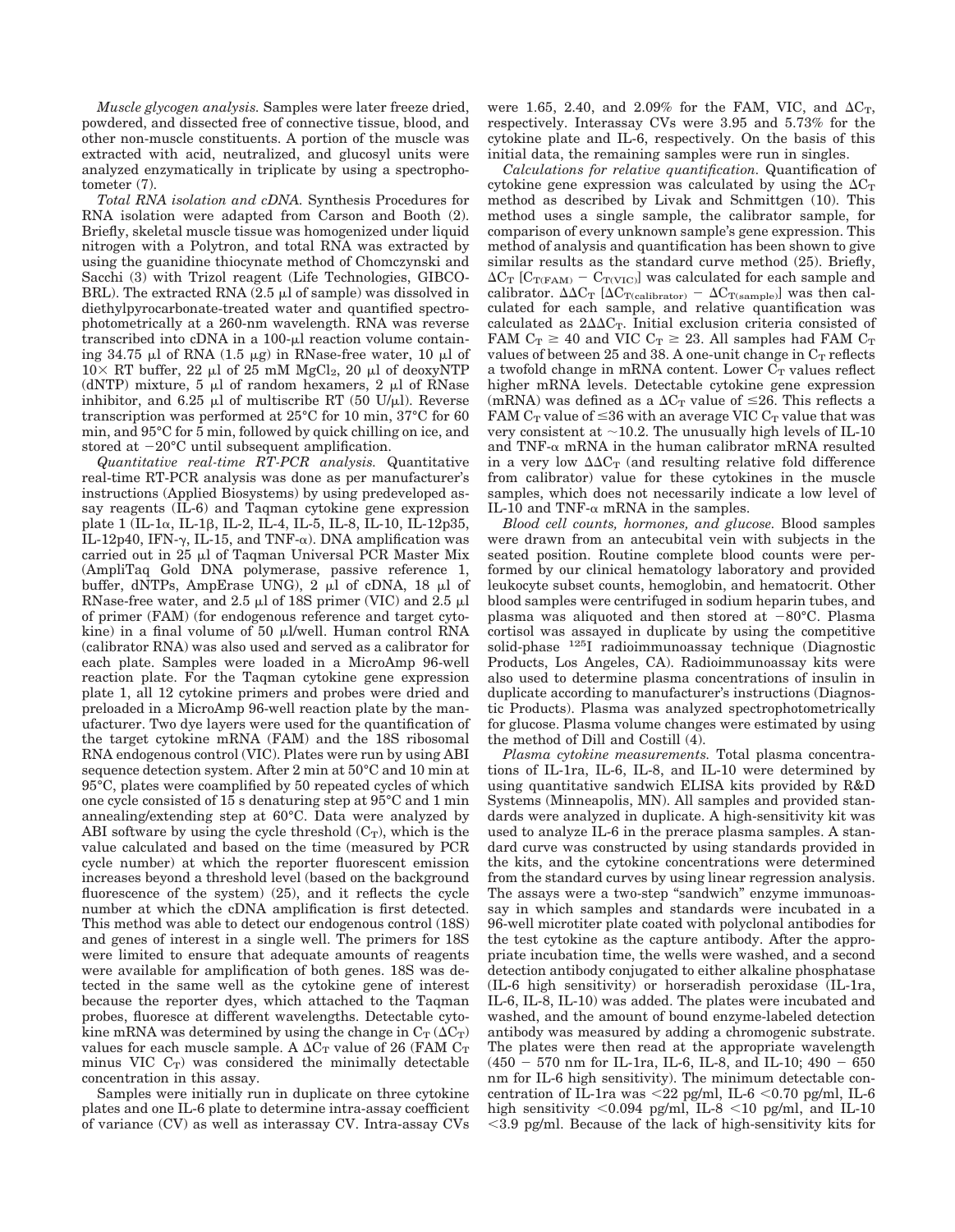*Muscle glycogen analysis.* Samples were later freeze dried, powdered, and dissected free of connective tissue, blood, and other non-muscle constituents. A portion of the muscle was extracted with acid, neutralized, and glucosyl units were analyzed enzymatically in triplicate by using a spectrophotometer (7).

*Total RNA isolation and cDNA.* Synthesis Procedures for RNA isolation were adapted from Carson and Booth (2). Briefly, skeletal muscle tissue was homogenized under liquid nitrogen with a Polytron, and total RNA was extracted by using the guanidine thiocynate method of Chomczynski and Sacchi (3) with Trizol reagent (Life Technologies, GIBCO-BRL). The extracted RNA (2.5 μl of sample) was dissolved in diethylpyrocarbonate-treated water and quantified spectrophotometrically at a 260-nm wavelength. RNA was reverse transcribed into cDNA in a 100-μl reaction volume containing 34.75 μl of RNA (1.5 μg) in RNase-free water, 10 μl of 10× RT buffer, 22 μl of 25 mM $MgCl_2$, 20 μl of deoxyNTP (dNTP) mixture, 5 μl of random hexamers, 2 μl of RNase inhibitor, and 6.25 μl of multiscribe RT (50 U/μl). Reverse transcription was performed at 25°C for 10 min, 37°C for 60 min, and 95°C for 5 min, followed by quick chilling on ice, and stored at −20°C until subsequent amplification.

*Quantitative real-time RT-PCR analysis.* Quantitative real-time RT-PCR analysis was done as per manufacturer's instructions (Applied Biosystems) by using predeveloped assay reagents (IL-6) and Taqman cytokine gene expression plate 1 (IL-1α, IL-1β, IL-2, IL-4, IL-5, IL-8, IL-10, IL-12p35, IL-12p40, IFN-γ, IL-15, and TNF-α). DNA amplification was carried out in 25 μl of Taqman Universal PCR Master Mix (AmpliTaq Gold DNA polymerase, passive reference 1, buffer, dNTPs, AmpErase UNG), 2 μl of cDNA, 18 μl of RNase-free water, and 2.5 μl of 18S primer (VIC) and 2.5 μl of primer (FAM) (for endogenous reference and target cytokine) in a final volume of 50 μl/well. Human control RNA (calibrator RNA) was also used and served as a calibrator for each plate. Samples were loaded in a MicroAmp 96-well reaction plate. For the Taqman cytokine gene expression plate 1, all 12 cytokine primers and probes were dried and preloaded in a MicroAmp 96-well reaction plate by the manufacturer. Two dye layers were used for the quantification of the target cytokine mRNA (FAM) and the 18S ribosomal RNA endogenous control (VIC). Plates were run by using ABI sequence detection system. After 2 min at 50°C and 10 min at 95°C, plates were coamplified by 50 repeated cycles of which one cycle consisted of 15 s denaturing step at 95°C and 1 min annealing/extending step at 60°C. Data were analyzed by ABI software by using the cycle threshold ($C_T$), which is the value calculated and based on the time (measured by PCR cycle number) at which the reporter fluorescent emission increases beyond a threshold level (based on the background fluorescence of the system) (25), and it reflects the cycle number at which the cDNA amplification is first detected. This method was able to detect our endogenous control (18S) and genes of interest in a single well. The primers for 18S were limited to ensure that adequate amounts of reagents were available for amplification of both genes. 18S was detected in the same well as the cytokine gene of interest because the reporter dyes, which attached to the Taqman probes, fluoresce at different wavelengths. Detectable cytokine mRNA was determined by using the change in $C_T$ ($\Delta C_T$) values for each muscle sample. A $\Delta C_T$ value of 26 (FAM $C_T$ minus VIC $C_T$) was considered the minimally detectable concentration in this assay.

Samples were initially run in duplicate on three cytokine plates and one IL-6 plate to determine intra-assay coefficient of variance (CV) as well as interassay CV. Intra-assay CVs were 1.65, 2.40, and 2.09% for the FAM, VIC, and $\Delta C_T$, respectively. Interassay CVs were 3.95 and 5.73% for the cytokine plate and IL-6, respectively. On the basis of this initial data, the remaining samples were run in singles.

*Calculations for relative quantification.* Quantification of cytokine gene expression was calculated by using the $\Delta C_T$ method as described by Livak and Schmittgen (10). This method uses a single sample, the calibrator sample, for comparison of every unknown sample's gene expression. This method of analysis and quantification has been shown to give similar results as the standard curve method (25). Briefly, $\Delta C_T$ [$C_{T(FAM)} - C_{T(VIC)}$] was calculated for each sample and calibrator. $\Delta\Delta C_T$ [$\Delta C_{T(calibrator)} - \Delta C_{T(sample)}$] was then calculated for each sample, and relative quantification was calculated as $2\Delta\Delta C_T$. Initial exclusion criteria consisted of FAM $C_T \geq 40$ and VIC $C_T \geq 23$. All samples had FAM $C_T$ values of between 25 and 38. A one-unit change in $C_T$ reflects a twofold change in mRNA content. Lower $C_T$ values reflect higher mRNA levels. Detectable cytokine gene expression (mRNA) was defined as a $\Delta C_T$ value of ≤26. This reflects a FAM $C_T$ value of ≤36 with an average VIC $C_T$ value that was very consistent at ~10.2. The unusually high levels of IL-10 and TNF-α mRNA in the human calibrator mRNA resulted in a very low $\Delta\Delta C_T$ (and resulting relative fold difference from calibrator) value for these cytokines in the muscle samples, which does not necessarily indicate a low level of IL-10 and TNF-α mRNA in the samples.

*Blood cell counts, hormones, and glucose.* Blood samples were drawn from an antecubital vein with subjects in the seated position. Routine complete blood counts were performed by our clinical hematology laboratory and provided leukocyte subset counts, hemoglobin, and hematocrit. Other blood samples were centrifuged in sodium heparin tubes, and plasma was aliquoted and then stored at −80°C. Plasma cortisol was assayed in duplicate by using the competitive solid-phase $^{125}$I radioimmunoassay technique (Diagnostic Products, Los Angeles, CA). Radioimmunoassay kits were also used to determine plasma concentrations of insulin in duplicate according to manufacturer's instructions (Diagnostic Products). Plasma was analyzed spectrophotometrically for glucose. Plasma volume changes were estimated by using the method of Dill and Costill (4).

*Plasma cytokine measurements.* Total plasma concentrations of IL-1ra, IL-6, IL-8, and IL-10 were determined by using quantitative sandwich ELISA kits provided by R&D Systems (Minneapolis, MN). All samples and provided standards were analyzed in duplicate. A high-sensitivity kit was used to analyze IL-6 in the prerace plasma samples. A standard curve was constructed by using standards provided in the kits, and the cytokine concentrations were determined from the standard curves by using linear regression analysis. The assays were a two-step "sandwich" enzyme immunoassay in which samples and standards were incubated in a 96-well microtiter plate coated with polyclonal antibodies for the test cytokine as the capture antibody. After the appropriate incubation time, the wells were washed, and a second detection antibody conjugated to either alkaline phosphatase (IL-6 high sensitivity) or horseradish peroxidase (IL-1ra, IL-6, IL-8, IL-10) was added. The plates were incubated and washed, and the amount of bound enzyme-labeled detection antibody was measured by adding a chromogenic substrate. The plates were then read at the appropriate wavelength (450 − 570 nm for IL-1ra, IL-6, IL-8, and IL-10; 490 − 650 nm for IL-6 high sensitivity). The minimum detectable concentration of IL-1ra was <22 pg/ml, IL-6 <0.70 pg/ml, IL-6 high sensitivity <0.094 pg/ml, IL-8 <10 pg/ml, and IL-10 <3.9 pg/ml. Because of the lack of high-sensitivity kits for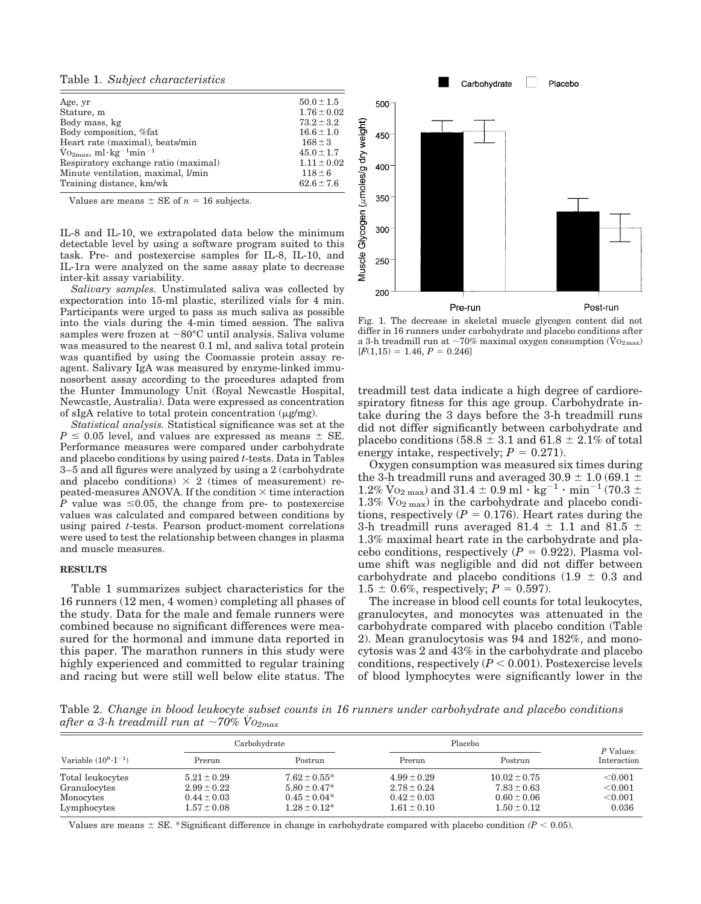Table 1. *Subject characteristics*

| | |
|---|---|
| Age, yr | $50.0 \pm 1.5$ |
| Stature, m | $1.76 \pm 0.02$ |
| Body mass, kg | $73.2 \pm 3.2$ |
| Body composition, %fat | $16.6 \pm 1.0$ |
| Heart rate (maximal), beats/min | $168 \pm 3$ |
| $\dot{V}O_{2max}$, $ml \cdot kg^{-1} min^{-1}$ | $45.0 \pm 1.7$ |
| Respiratory exchange ratio (maximal) | $1.11 \pm 0.02$ |
| Minute ventilation, maximal, l/min | $118 \pm 6$ |
| Training distance, km/wk | $62.6 \pm 7.6$ |

Values are means ± SE of $n = 16$ subjects.

IL-8 and IL-10, we extrapolated data below the minimum detectable level by using a software program suited to this task. Pre- and postexercise samples for IL-8, IL-10, and IL-1ra were analyzed on the same assay plate to decrease inter-kit assay variability.

*Salivary samples.* Unstimulated saliva was collected by expectoration into 15-ml plastic, sterilized vials for 4 min. Participants were urged to pass as much saliva as possible into the vials during the 4-min timed session. The saliva samples were frozen at −80°C until analysis. Saliva volume was measured to the nearest 0.1 ml, and saliva total protein was quantified by using the Coomassie protein assay reagent. Salivary IgA was measured by enzyme-linked immunosorbent assay according to the procedures adapted from the Hunter Immunology Unit (Royal Newcastle Hospital, Newcastle, Australia). Data were expressed as concentration of sIgA relative to total protein concentration (μg/mg).

*Statistical analysis.* Statistical significance was set at the $P \leq 0.05$ level, and values are expressed as means ± SE. Performance measures were compared under carbohydrate and placebo conditions by using paired *t*-tests. Data in Tables 3–5 and all figures were analyzed by using a 2 (carbohydrate and placebo conditions) × 2 (times of measurement) repeated-measures ANOVA. If the condition × time interaction $P$ value was ≤0.05, the change from pre- to postexercise values was calculated and compared between conditions by using paired *t*-tests. Pearson product-moment correlations were used to test the relationship between changes in plasma and muscle measures.

## RESULTS

Table 1 summarizes subject characteristics for the 16 runners (12 men, 4 women) completing all phases of the study. Data for the male and female runners were combined because no significant differences were measured for the hormonal and immune data reported in this paper. The marathon runners in this study were highly experienced and committed to regular training and racing but were still well below elite status. The treadmill test data indicate a high degree of cardiorespiratory fitness for this age group. Carbohydrate intake during the 3 days before the 3-h treadmill runs did not differ significantly between carbohydrate and placebo conditions (58.8 ± 3.1 and 61.8 ± 2.1% of total energy intake, respectively; $P = 0.271$).

Fig. 1. The decrease in skeletal muscle glycogen content did not differ in 16 runners under carbohydrate and placebo conditions after a 3-h treadmill run at ~70% maximal oxygen consumption ($\dot{V}O_{2max}$) [$F(1,15) = 1.46$, $P = 0.246$]

Oxygen consumption was measured six times during the 3-h treadmill runs and averaged 30.9 ± 1.0 (69.1 ± 1.2% $\dot{V}O_{2max}$) and 31.4 ± 0.9 $ml \cdot kg^{-1} \cdot min^{-1}$ (70.3 ± 1.3% $\dot{V}O_{2max}$) in the carbohydrate and placebo conditions, respectively ($P = 0.176$). Heart rates during the 3-h treadmill runs averaged 81.4 ± 1.1 and 81.5 ± 1.3% maximal heart rate in the carbohydrate and placebo conditions, respectively ($P = 0.922$). Plasma volume shift was negligible and did not differ between carbohydrate and placebo conditions (1.9 ± 0.3 and 1.5 ± 0.6%, respectively; $P = 0.597$).

The increase in blood cell counts for total leukocytes, granulocytes, and monocytes was attenuated in the carbohydrate compared with placebo condition (Table 2). Mean granulocytosis was 94 and 182%, and monocytosis was 2 and 43% in the carbohydrate and placebo conditions, respectively ($P < 0.001$). Postexercise levels of blood lymphocytes were significantly lower in the

Table 2. *Change in blood leukocyte subset counts in 16 runners under carbohydrate and placebo conditions after a 3-h treadmill run at ~70% $\dot{V}O_{2max}$*

| Variable ($10^9 \cdot l^{-1}$) | Carbohydrate | | Placebo | | P Values: Interaction |
|---|---|---|---|---|---|
| | Prerun | Postrun | Prerun | Postrun | |
| Total leukocytes | $5.21 \pm 0.29$ | $7.62 \pm 0.55$* | $4.99 \pm 0.29$ | $10.02 \pm 0.75$ | <0.001 |
| Granulocytes | $2.99 \pm 0.22$ | $5.80 \pm 0.47$* | $2.78 \pm 0.24$ | $7.83 \pm 0.63$ | <0.001 |
| Monocytes | $0.44 \pm 0.03$ | $0.45 \pm 0.04$* | $0.42 \pm 0.03$ | $0.60 \pm 0.06$ | <0.001 |
| Lymphocytes | $1.57 \pm 0.08$ | $1.28 \pm 0.12$* | $1.61 \pm 0.10$ | $1.50 \pm 0.12$ | 0.036 |

Values are means ± SE. *Significant difference in change in carbohydrate compared with placebo condition ($P < 0.05$).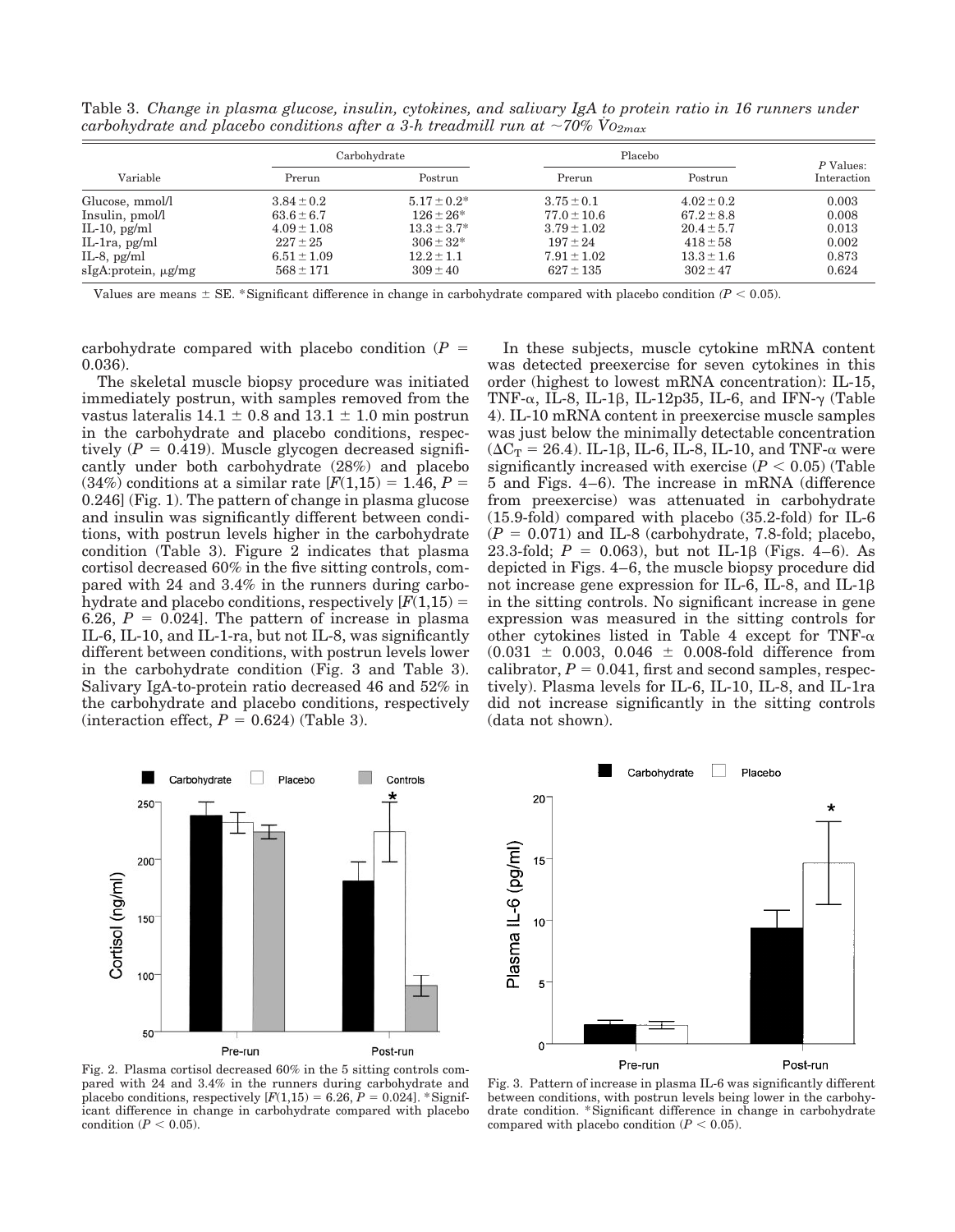Table 3. *Change in plasma glucose, insulin, cytokines, and salivary IgA to protein ratio in 16 runners under carbohydrate and placebo conditions after a 3-h treadmill run at ~70% $\dot{V}O_{2max}$*

| Variable | Carbohydrate | | Placebo | | P Values: Interaction |
|---|---|---|---|---|---|
| | Prerun | Postrun | Prerun | Postrun | |
| Glucose, mmol/l | 3.84 ± 0.2 | 5.17 ± 0.2* | 3.75 ± 0.1 | 4.02 ± 0.2 | 0.003 |
| Insulin, pmol/l | 63.6 ± 6.7 | 126 ± 26* | 77.0 ± 10.6 | 67.2 ± 8.8 | 0.008 |
| IL-10, pg/ml | 4.09 ± 1.08 | 13.3 ± 3.7* | 3.79 ± 1.02 | 20.4 ± 5.7 | 0.013 |
| IL-1ra, pg/ml | 227 ± 25 | 306 ± 32* | 197 ± 24 | 418 ± 58 | 0.002 |
| IL-8, pg/ml | 6.51 ± 1.09 | 12.2 ± 1.1 | 7.91 ± 1.02 | 13.3 ± 1.6 | 0.873 |
| sIgA:protein, μg/mg | 568 ± 171 | 309 ± 40 | 627 ± 135 | 302 ± 47 | 0.624 |

Values are means ± SE. *Significant difference in change in carbohydrate compared with placebo condition ($P < 0.05$).

carbohydrate compared with placebo condition ($P$ = 0.036).

The skeletal muscle biopsy procedure was initiated immediately postrun, with samples removed from the vastus lateralis 14.1 ± 0.8 and 13.1 ± 1.0 min postrun in the carbohydrate and placebo conditions, respectively ($P$ = 0.419). Muscle glycogen decreased significantly under both carbohydrate (28%) and placebo (34%) conditions at a similar rate [$F(1,15) = 1.46$, $P$ = 0.246] (Fig. 1). The pattern of change in plasma glucose and insulin was significantly different between conditions, with postrun levels higher in the carbohydrate condition (Table 3). Figure 2 indicates that plasma cortisol decreased 60% in the five sitting controls, compared with 24 and 3.4% in the runners during carbohydrate and placebo conditions, respectively [$F(1,15)$ = 6.26, $P$ = 0.024]. The pattern of increase in plasma IL-6, IL-10, and IL-1-ra, but not IL-8, was significantly different between conditions, with postrun levels lower in the carbohydrate condition (Fig. 3 and Table 3). Salivary IgA-to-protein ratio decreased 46 and 52% in the carbohydrate and placebo conditions, respectively (interaction effect, $P$ = 0.624) (Table 3).

In these subjects, muscle cytokine mRNA content was detected preexercise for seven cytokines in this order (highest to lowest mRNA concentration): IL-15, TNF-α, IL-8, IL-1β, IL-12p35, IL-6, and IFN-γ (Table 4). IL-10 mRNA content in preexercise muscle samples was just below the minimally detectable concentration ($\Delta C_T$ = 26.4). IL-1β, IL-6, IL-8, IL-10, and TNF-α were significantly increased with exercise ($P < 0.05$) (Table 5 and Figs. 4–6). The increase in mRNA (difference from preexercise) was attenuated in carbohydrate (15.9-fold) compared with placebo (35.2-fold) for IL-6 ($P$ = 0.071) and IL-8 (carbohydrate, 7.8-fold; placebo, 23.3-fold; $P$ = 0.063), but not IL-1β (Figs. 4–6). As depicted in Figs. 4–6, the muscle biopsy procedure did not increase gene expression for IL-6, IL-8, and IL-1β in the sitting controls. No significant increase in gene expression was measured in the sitting controls for other cytokines listed in Table 4 except for TNF-α (0.031 ± 0.003, 0.046 ± 0.008-fold difference from calibrator, $P$ = 0.041, first and second samples, respectively). Plasma levels for IL-6, IL-10, IL-8, and IL-1ra did not increase significantly in the sitting controls (data not shown).

Fig. 2. Plasma cortisol decreased 60% in the 5 sitting controls compared with 24 and 3.4% in the runners during carbohydrate and placebo conditions, respectively [$F(1,15) = 6.26$, $P = 0.024$]. *Significant difference in change in carbohydrate compared with placebo condition ($P < 0.05$).

Fig. 3. Pattern of increase in plasma IL-6 was significantly different between conditions, with postrun levels being lower in the carbohydrate condition. *Significant difference in change in carbohydrate compared with placebo condition ($P < 0.05$).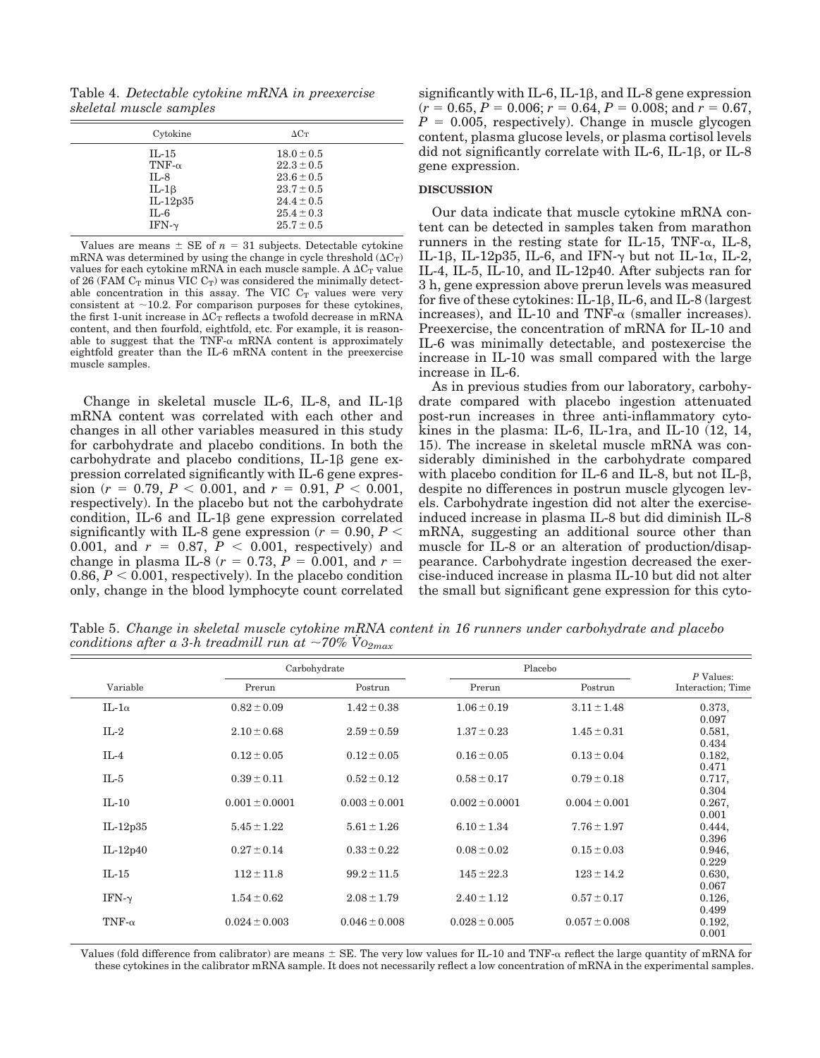Table 4. *Detectable cytokine mRNA in preexercise skeletal muscle samples*

| Cytokine | $\Delta C_T$ |
|---|---|
| IL-15 | $18.0 \pm 0.5$ |
| TNF-α | $22.3 \pm 0.5$ |
| IL-8 | $23.6 \pm 0.5$ |
| IL-1β | $23.7 \pm 0.5$ |
| IL-12p35 | $24.4 \pm 0.5$ |
| IL-6 | $25.4 \pm 0.3$ |
| IFN-γ | $25.7 \pm 0.5$ |

Values are means ± SE of $n = 31$ subjects. Detectable cytokine mRNA was determined by using the change in cycle threshold ($\Delta C_T$) values for each cytokine mRNA in each muscle sample. A $\Delta C_T$ value of 26 (FAM $C_T$ minus VIC $C_T$) was considered the minimally detectable concentration in this assay. The VIC $C_T$ values were very consistent at ~10.2. For comparison purposes for these cytokines, the first 1-unit increase in $\Delta C_T$ reflects a twofold decrease in mRNA content, and then fourfold, eightfold, etc. For example, it is reasonable to suggest that the TNF-α mRNA content is approximately eightfold greater than the IL-6 mRNA content in the preexercise muscle samples.

Change in skeletal muscle IL-6, IL-8, and IL-1β mRNA content was correlated with each other and changes in all other variables measured in this study for carbohydrate and placebo conditions. In both the carbohydrate and placebo conditions, IL-1β gene expression correlated significantly with IL-6 gene expression ($r = 0.79$, $P < 0.001$, and $r = 0.91$, $P < 0.001$, respectively). In the placebo but not the carbohydrate condition, IL-6 and IL-1β gene expression correlated significantly with IL-8 gene expression ($r = 0.90$, $P < 0.001$, and $r = 0.87$, $P < 0.001$, respectively) and change in plasma IL-8 ($r = 0.73$, $P = 0.001$, and $r = 0.86$, $P < 0.001$, respectively). In the placebo condition only, change in the blood lymphocyte count correlated significantly with IL-6, IL-1β, and IL-8 gene expression ($r = 0.65$, $P = 0.006$; $r = 0.64$, $P = 0.008$; and $r = 0.67$, $P = 0.005$, respectively). Change in muscle glycogen content, plasma glucose levels, or plasma cortisol levels did not significantly correlate with IL-6, IL-1β, or IL-8 gene expression.

## DISCUSSION

Our data indicate that muscle cytokine mRNA content can be detected in samples taken from marathon runners in the resting state for IL-15, TNF-α, IL-8, IL-1β, IL-12p35, IL-6, and IFN-γ but not IL-1α, IL-2, IL-4, IL-5, IL-10, and IL-12p40. After subjects ran for 3 h, gene expression above prerun levels was measured for five of these cytokines: IL-1β, IL-6, and IL-8 (largest increases), and IL-10 and TNF-α (smaller increases). Preexercise, the concentration of mRNA for IL-10 and IL-6 was minimally detectable, and postexercise the increase in IL-10 was small compared with the large increase in IL-6.

As in previous studies from our laboratory, carbohydrate compared with placebo ingestion attenuated post-run increases in three anti-inflammatory cytokines in the plasma: IL-6, IL-1ra, and IL-10 (12, 14, 15). The increase in skeletal muscle mRNA was considerably diminished in the carbohydrate compared with placebo condition for IL-6 and IL-8, but not IL-β, despite no differences in postrun muscle glycogen levels. Carbohydrate ingestion did not alter the exercise-induced increase in plasma IL-8 but did diminish IL-8 mRNA, suggesting an additional source other than muscle for IL-8 or an alteration of production/disappearance. Carbohydrate ingestion decreased the exercise-induced increase in plasma IL-10 but did not alter the small but significant gene expression for this cyto-

Table 5. *Change in skeletal muscle cytokine mRNA content in 16 runners under carbohydrate and placebo conditions after a 3-h treadmill run at ~70% $\dot{V}O_{2max}$*

| Variable | Carbohydrate | | Placebo | | $P$ Values: |
|---|---|---|---|---|---|
| | Prerun | Postrun | Prerun | Postrun | Interaction; Time |
| IL-1α | $0.82 \pm 0.09$ | $1.42 \pm 0.38$ | $1.06 \pm 0.19$ | $3.11 \pm 1.48$ | 0.373, 0.097 |
| IL-2 | $2.10 \pm 0.68$ | $2.59 \pm 0.59$ | $1.37 \pm 0.23$ | $1.45 \pm 0.31$ | 0.581, 0.434 |
| IL-4 | $0.12 \pm 0.05$ | $0.12 \pm 0.05$ | $0.16 \pm 0.05$ | $0.13 \pm 0.04$ | 0.182, 0.471 |
| IL-5 | $0.39 \pm 0.11$ | $0.52 \pm 0.12$ | $0.58 \pm 0.17$ | $0.79 \pm 0.18$ | 0.717, 0.304 |
| IL-10 | $0.001 \pm 0.0001$ | $0.003 \pm 0.001$ | $0.002 \pm 0.0001$ | $0.004 \pm 0.001$ | 0.267, 0.001 |
| IL-12p35 | $5.45 \pm 1.22$ | $5.61 \pm 1.26$ | $6.10 \pm 1.34$ | $7.76 \pm 1.97$ | 0.444, 0.396 |
| IL-12p40 | $0.27 \pm 0.14$ | $0.33 \pm 0.22$ | $0.08 \pm 0.02$ | $0.15 \pm 0.03$ | 0.946, 0.229 |
| IL-15 | $112 \pm 11.8$ | $99.2 \pm 11.5$ | $145 \pm 22.3$ | $123 \pm 14.2$ | 0.630, 0.067 |
| IFN-γ | $1.54 \pm 0.62$ | $2.08 \pm 1.79$ | $2.40 \pm 1.12$ | $0.57 \pm 0.17$ | 0.126, 0.499 |
| TNF-α | $0.024 \pm 0.003$ | $0.046 \pm 0.008$ | $0.028 \pm 0.005$ | $0.057 \pm 0.008$ | 0.192, 0.001 |

Values (fold difference from calibrator) are means ± SE. The very low values for IL-10 and TNF-α reflect the large quantity of mRNA for these cytokines in the calibrator mRNA sample. It does not necessarily reflect a low concentration of mRNA in the experimental samples.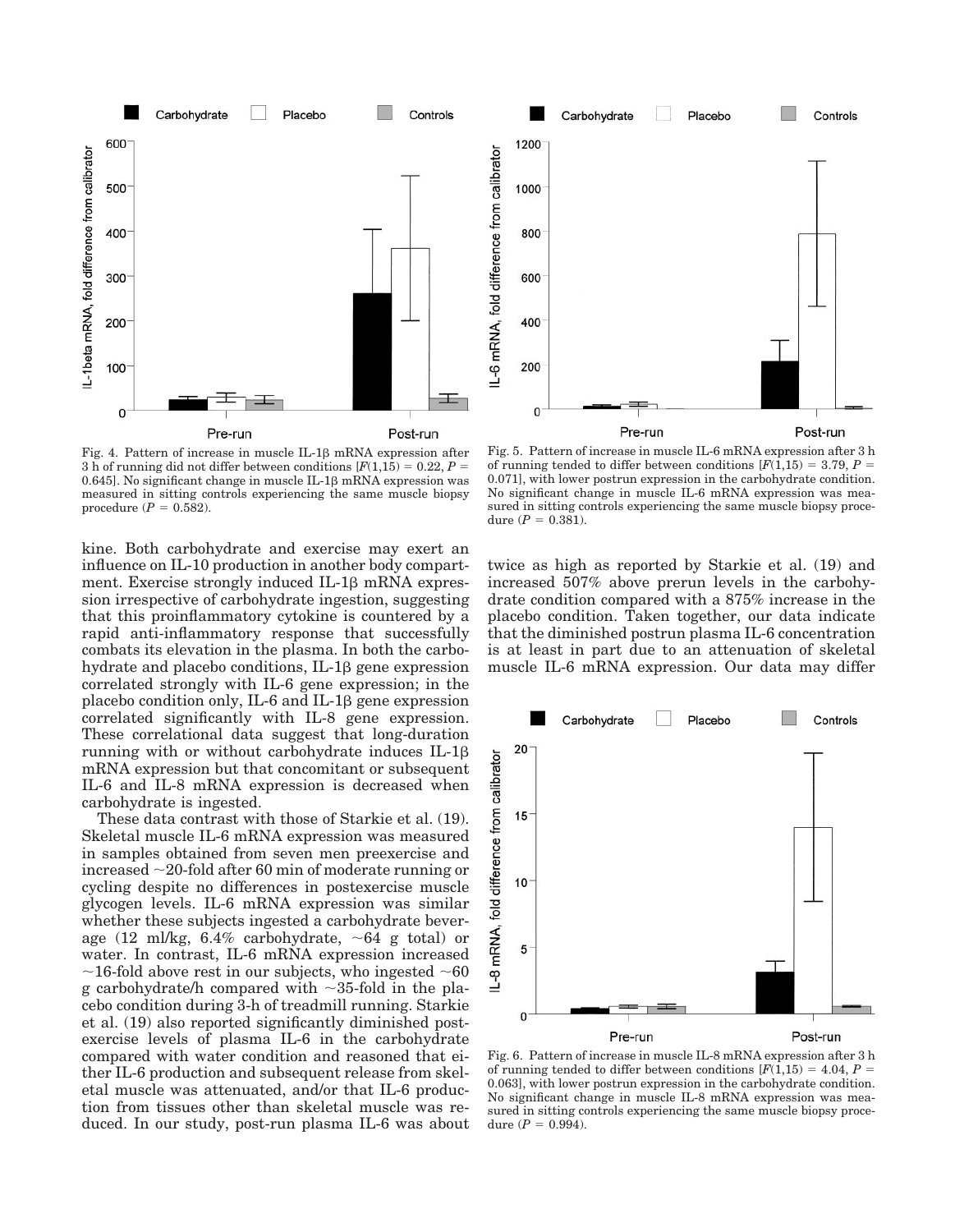Fig. 4. Pattern of increase in muscle IL-1β mRNA expression after 3 h of running did not differ between conditions [$F(1,15) = 0.22$, $P = 0.645$]. No significant change in muscle IL-1β mRNA expression was measured in sitting controls experiencing the same muscle biopsy procedure ($P = 0.582$).

Fig. 5. Pattern of increase in muscle IL-6 mRNA expression after 3 h of running tended to differ between conditions [$F(1,15) = 3.79$, $P = 0.071$], with lower postrun expression in the carbohydrate condition. No significant change in muscle IL-6 mRNA expression was measured in sitting controls experiencing the same muscle biopsy procedure ($P = 0.381$).

kine. Both carbohydrate and exercise may exert an influence on IL-10 production in another body compartment. Exercise strongly induced IL-1β mRNA expression irrespective of carbohydrate ingestion, suggesting that this proinflammatory cytokine is countered by a rapid anti-inflammatory response that successfully combats its elevation in the plasma. In both the carbohydrate and placebo conditions, IL-1β gene expression correlated strongly with IL-6 gene expression; in the placebo condition only, IL-6 and IL-1β gene expression correlated significantly with IL-8 gene expression. These correlational data suggest that long-duration running with or without carbohydrate induces IL-1β mRNA expression but that concomitant or subsequent IL-6 and IL-8 mRNA expression is decreased when carbohydrate is ingested.

These data contrast with those of Starkie et al. (19). Skeletal muscle IL-6 mRNA expression was measured in samples obtained from seven men preexercise and increased ~20-fold after 60 min of moderate running or cycling despite no differences in postexercise muscle glycogen levels. IL-6 mRNA expression was similar whether these subjects ingested a carbohydrate beverage (12 ml/kg, 6.4% carbohydrate, ~64 g total) or water. In contrast, IL-6 mRNA expression increased ~16-fold above rest in our subjects, who ingested ~60 g carbohydrate/h compared with ~35-fold in the placebo condition during 3-h of treadmill running. Starkie et al. (19) also reported significantly diminished postexercise levels of plasma IL-6 in the carbohydrate compared with water condition and reasoned that either IL-6 production and subsequent release from skeletal muscle was attenuated, and/or that IL-6 production from tissues other than skeletal muscle was reduced. In our study, post-run plasma IL-6 was about twice as high as reported by Starkie et al. (19) and increased 507% above prerun levels in the carbohydrate condition compared with a 875% increase in the placebo condition. Taken together, our data indicate that the diminished postrun plasma IL-6 concentration is at least in part due to an attenuation of skeletal muscle IL-6 mRNA expression. Our data may differ

Fig. 6. Pattern of increase in muscle IL-8 mRNA expression after 3 h of running tended to differ between conditions [$F(1,15) = 4.04$, $P = 0.063$], with lower postrun expression in the carbohydrate condition. No significant change in muscle IL-8 mRNA expression was measured in sitting controls experiencing the same muscle biopsy procedure ($P = 0.994$).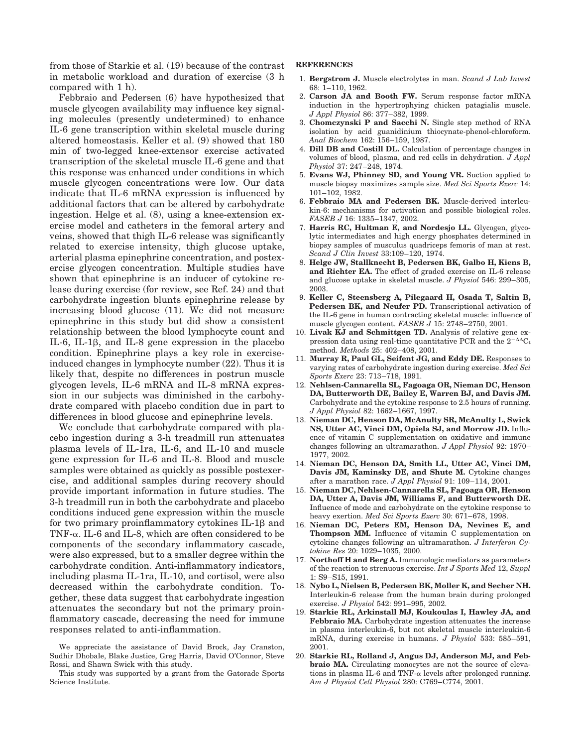from those of Starkie et al. (19) because of the contrast in metabolic workload and duration of exercise (3 h compared with 1 h).

Febbraio and Pedersen (6) have hypothesized that muscle glycogen availability may influence key signaling molecules (presently undetermined) to enhance IL-6 gene transcription within skeletal muscle during altered homeostasis. Keller et al. (9) showed that 180 min of two-legged knee-extensor exercise activated transcription of the skeletal muscle IL-6 gene and that this response was enhanced under conditions in which muscle glycogen concentrations were low. Our data indicate that IL-6 mRNA expression is influenced by additional factors that can be altered by carbohydrate ingestion. Helge et al. (8), using a knee-extension exercise model and catheters in the femoral artery and veins, showed that thigh IL-6 release was significantly related to exercise intensity, thigh glucose uptake, arterial plasma epinephrine concentration, and postexercise glycogen concentration. Multiple studies have shown that epinephrine is an inducer of cytokine release during exercise (for review, see Ref. 24) and that carbohydrate ingestion blunts epinephrine release by increasing blood glucose (11). We did not measure epinephrine in this study but did show a consistent relationship between the blood lymphocyte count and IL-6, IL-1β, and IL-8 gene expression in the placebo condition. Epinephrine plays a key role in exercise-induced changes in lymphocyte number (22). Thus it is likely that, despite no differences in postrun muscle glycogen levels, IL-6 mRNA and IL-8 mRNA expression in our subjects was diminished in the carbohydrate compared with placebo condition due in part to differences in blood glucose and epinephrine levels.

We conclude that carbohydrate compared with placebo ingestion during a 3-h treadmill run attenuates plasma levels of IL-1ra, IL-6, and IL-10 and muscle gene expression for IL-6 and IL-8. Blood and muscle samples were obtained as quickly as possible postexercise, and additional samples during recovery should provide important information in future studies. The 3-h treadmill run in both the carbohydrate and placebo conditions induced gene expression within the muscle for two primary proinflammatory cytokines IL-1β and TNF-α. IL-6 and IL-8, which are often considered to be components of the secondary inflammatory cascade, were also expressed, but to a smaller degree within the carbohydrate condition. Anti-inflammatory indicators, including plasma IL-1ra, IL-10, and cortisol, were also decreased within the carbohydrate condition. Together, these data suggest that carbohydrate ingestion attenuates the secondary but not the primary proinflammatory cascade, decreasing the need for immune responses related to anti-inflammation.

We appreciate the assistance of David Brock, Jay Cranston, Sudhir Dhobale, Blake Justice, Greg Harris, David O'Connor, Steve Rossi, and Shawn Swick with this study.

This study was supported by a grant from the Gatorade Sports Science Institute.

## REFERENCES

1. **Bergstrom J.** Muscle electrolytes in man. *Scand J Lab Invest* 68: 1–110, 1962.
2. **Carson JA and Booth FW.** Serum response factor mRNA induction in the hypertrophying chicken patagialis muscle. *J Appl Physiol* 86: 377–382, 1999.
3. **Chomczynski P and Sacchi N.** Single step method of RNA isolation by acid guanidinium thiocyanate-phenol-chloroform. *Anal Biochem* 162: 156–159, 1987.
4. **Dill DB and Costill DL.** Calculation of percentage changes in volumes of blood, plasma, and red cells in dehydration. *J Appl Physiol* 37: 247–248, 1974.
5. **Evans WJ, Phinney SD, and Young VR.** Suction applied to muscle biopsy maximizes sample size. *Med Sci Sports Exerc* 14: 101–102, 1982.
6. **Febbraio MA and Pedersen BK.** Muscle-derived interleukin-6: mechanisms for activation and possible biological roles. *FASEB J* 16: 1335–1347, 2002.
7. **Harris RC, Hultman E, and Nordesjo LL.** Glycogen, glycolytic intermediates and high energy phosphates determined in biopsy samples of musculus quadriceps femoris of man at rest. *Scand J Clin Invest* 33:109–120, 1974.
8. **Helge JW, Stallknecht B, Pedersen BK, Galbo H, Kiens B, and Richter EA.** The effect of graded exercise on IL-6 release and glucose uptake in skeletal muscle. *J Physiol* 546: 299–305, 2003.
9. **Keller C, Steensberg A, Pilegaard H, Osada T, Saltin B, Pedersen BK, and Neufer PD.** Transcriptional activation of the IL-6 gene in human contracting skeletal muscle: influence of muscle glycogen content. *FASEB J* 15: 2748–2750, 2001.
10. **Livak KJ and Schmittgen TD.** Analysis of relative gene expression data using real-time quantitative PCR and the $2^{-\Delta\Delta C_t}$ method. *Methods* 25: 402–408, 2001.
11. **Murray R, Paul GL, Seifent JG, and Eddy DE.** Responses to varying rates of carbohydrate ingestion during exercise. *Med Sci Sports Exerc* 23: 713–718, 1991.
12. **Nehlsen-Cannarella SL, Fagoaga OR, Nieman DC, Henson DA, Butterworth DE, Bailey E, Warren BJ, and Davis JM.** Carbohydrate and the cytokine response to 2.5 hours of running. *J Appl Physiol* 82: 1662–1667, 1997.
13. **Nieman DC, Henson DA, McAnulty SR, McAnulty L, Swick NS, Utter AC, Vinci DM, Opiela SJ, and Morrow JD.** Influence of vitamin C supplementation on oxidative and immune changes following an ultramarathon. *J Appl Physiol* 92: 1970–1977, 2002.
14. **Nieman DC, Henson DA, Smith LL, Utter AC, Vinci DM, Davis JM, Kaminsky DE, and Shute M.** Cytokine changes after a marathon race. *J Appl Physiol* 91: 109–114, 2001.
15. **Nieman DC, Nehlsen-Cannarella SL, Fagoaga OR, Henson DA, Utter A, Davis JM, Williams F, and Butterworth DE.** Influence of mode and carbohydrate on the cytokine response to heavy exertion. *Med Sci Sports Exerc* 30: 671–678, 1998.
16. **Nieman DC, Peters EM, Henson DA, Nevines E, and Thompson MM.** Influence of vitamin C supplementation on cytokine changes following an ultramarathon. *J Interferon Cytokine Res* 20: 1029–1035, 2000.
17. **Northoff H and Berg A.** Immunologic mediators as parameters of the reaction to strenuous exercise. *Int J Sports Med* 12, *Suppl* 1: S9–S15, 1991.
18. **Nybo L, Nielsen B, Pedersen BK, Moller K, and Secher NH.** Interleukin-6 release from the human brain during prolonged exercise. *J Physiol* 542: 991–995, 2002.
19. **Starkie RL, Arkinstall MJ, Koukoulas I, Hawley JA, and Febbraio MA.** Carbohydrate ingestion attenuates the increase in plasma interleukin-6, but not skeletal muscle interleukin-6 mRNA, during exercise in humans. *J Physiol* 533: 585–591, 2001.
20. **Starkie RL, Rolland J, Angus DJ, Anderson MJ, and Febbraio MA.** Circulating monocytes are not the source of elevations in plasma IL-6 and TNF-α levels after prolonged running. *Am J Physiol Cell Physiol* 280: C769–C774, 2001.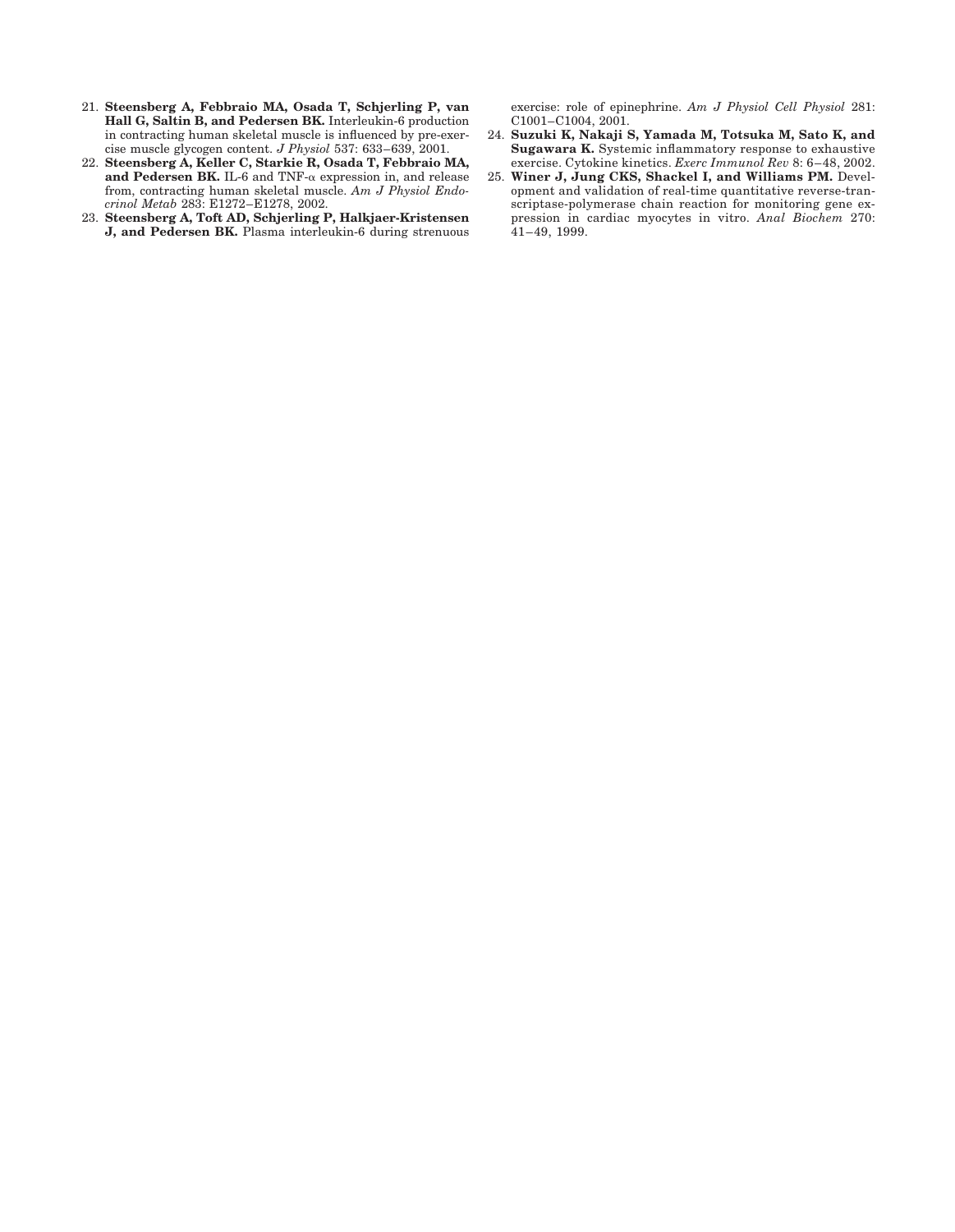21. **Steensberg A, Febbraio MA, Osada T, Schjerling P, van Hall G, Saltin B, and Pedersen BK.** Interleukin-6 production in contracting human skeletal muscle is influenced by pre-exercise muscle glycogen content. *J Physiol* 537: 633–639, 2001.
22. **Steensberg A, Keller C, Starkie R, Osada T, Febbraio MA, and Pedersen BK.** IL-6 and TNF-α expression in, and release from, contracting human skeletal muscle. *Am J Physiol Endocrinol Metab* 283: E1272–E1278, 2002.
23. **Steensberg A, Toft AD, Schjerling P, Halkjaer-Kristensen J, and Pedersen BK.** Plasma interleukin-6 during strenuous exercise: role of epinephrine. *Am J Physiol Cell Physiol* 281: C1001–C1004, 2001.
24. **Suzuki K, Nakaji S, Yamada M, Totsuka M, Sato K, and Sugawara K.** Systemic inflammatory response to exhaustive exercise. Cytokine kinetics. *Exerc Immunol Rev* 8: 6–48, 2002.
25. **Winer J, Jung CKS, Shackel I, and Williams PM.** Development and validation of real-time quantitative reverse-transcriptase-polymerase chain reaction for monitoring gene expression in cardiac myocytes in vitro. *Anal Biochem* 270: 41–49, 1999.